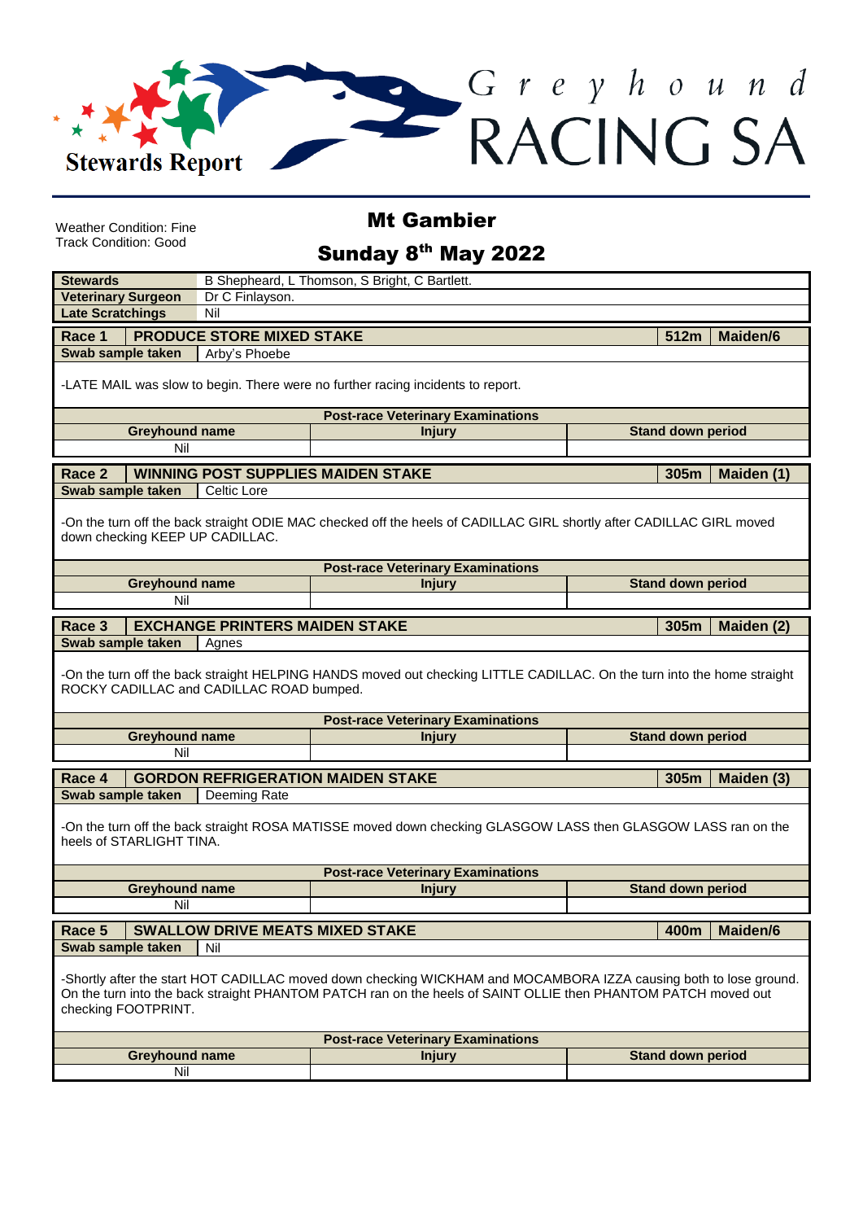# Greyhound RACING SA

**Stewards Report**

## Mt Gambier

## Sunday 8th May 2022

Weather Condition: Fine
Track Condition: Good

| | |
|---|---|
| **Stewards** | B Shepheard, L Thomson, S Bright, C Bartlett. |
| **Veterinary Surgeon** | Dr C Finlayson. |
| **Late Scratchings** | Nil |

### Race 1 | PRODUCE STORE MIXED STAKE | 512m | Maiden/6

**Swab sample taken:** Arby's Phoebe

-LATE MAIL was slow to begin. There were no further racing incidents to report.

**Post-race Veterinary Examinations**

| Greyhound name | Injury | Stand down period |
|---|---|---|
| Nil | | |

### Race 2 | WINNING POST SUPPLIES MAIDEN STAKE | 305m | Maiden (1)

**Swab sample taken:** Celtic Lore

-On the turn off the back straight ODIE MAC checked off the heels of CADILLAC GIRL shortly after CADILLAC GIRL moved down checking KEEP UP CADILLAC.

**Post-race Veterinary Examinations**

| Greyhound name | Injury | Stand down period |
|---|---|---|
| Nil | | |

### Race 3 | EXCHANGE PRINTERS MAIDEN STAKE | 305m | Maiden (2)

**Swab sample taken:** Agnes

-On the turn off the back straight HELPING HANDS moved out checking LITTLE CADILLAC. On the turn into the home straight ROCKY CADILLAC and CADILLAC ROAD bumped.

**Post-race Veterinary Examinations**

| Greyhound name | Injury | Stand down period |
|---|---|---|
| Nil | | |

### Race 4 | GORDON REFRIGERATION MAIDEN STAKE | 305m | Maiden (3)

**Swab sample taken:** Deeming Rate

-On the turn off the back straight ROSA MATISSE moved down checking GLASGOW LASS then GLASGOW LASS ran on the heels of STARLIGHT TINA.

**Post-race Veterinary Examinations**

| Greyhound name | Injury | Stand down period |
|---|---|---|
| Nil | | |

### Race 5 | SWALLOW DRIVE MEATS MIXED STAKE | 400m | Maiden/6

**Swab sample taken:** Nil

-Shortly after the start HOT CADILLAC moved down checking WICKHAM and MOCAMBORA IZZA causing both to lose ground. On the turn into the back straight PHANTOM PATCH ran on the heels of SAINT OLLIE then PHANTOM PATCH moved out checking FOOTPRINT.

**Post-race Veterinary Examinations**

| Greyhound name | Injury | Stand down period |
|---|---|---|
| Nil | | |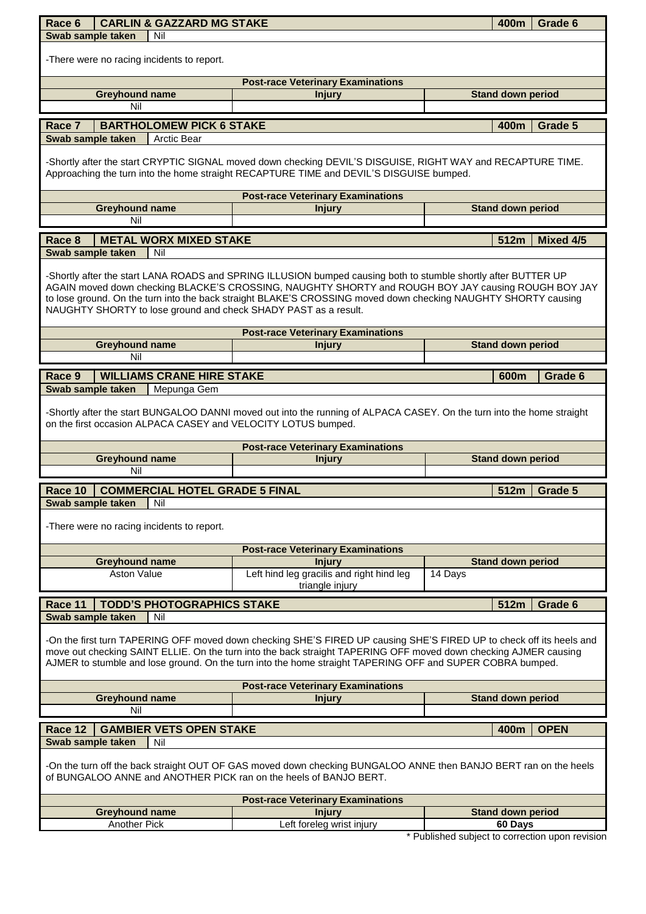## Race 6 | CARLIN & GAZZARD MG STAKE | 400m | Grade 6

**Swab sample taken:** Nil

-There were no racing incidents to report.

**Post-race Veterinary Examinations**

| Greyhound name | Injury | Stand down period |
|---|---|---|
| Nil | | |

## Race 7 | BARTHOLOMEW PICK 6 STAKE | 400m | Grade 5

**Swab sample taken:** Arctic Bear

-Shortly after the start CRYPTIC SIGNAL moved down checking DEVIL'S DISGUISE, RIGHT WAY and RECAPTURE TIME. Approaching the turn into the home straight RECAPTURE TIME and DEVIL'S DISGUISE bumped.

**Post-race Veterinary Examinations**

| Greyhound name | Injury | Stand down period |
|---|---|---|
| Nil | | |

## Race 8 | METAL WORX MIXED STAKE | 512m | Mixed 4/5

**Swab sample taken:** Nil

-Shortly after the start LANA ROADS and SPRING ILLUSION bumped causing both to stumble shortly after BUTTER UP AGAIN moved down checking BLACKE'S CROSSING, NAUGHTY SHORTY and ROUGH BOY JAY causing ROUGH BOY JAY to lose ground. On the turn into the back straight BLAKE'S CROSSING moved down checking NAUGHTY SHORTY causing NAUGHTY SHORTY to lose ground and check SHADY PAST as a result.

**Post-race Veterinary Examinations**

| Greyhound name | Injury | Stand down period |
|---|---|---|
| Nil | | |

## Race 9 | WILLIAMS CRANE HIRE STAKE | 600m | Grade 6

**Swab sample taken:** Mepunga Gem

-Shortly after the start BUNGALOO DANNI moved out into the running of ALPACA CASEY. On the turn into the home straight on the first occasion ALPACA CASEY and VELOCITY LOTUS bumped.

**Post-race Veterinary Examinations**

| Greyhound name | Injury | Stand down period |
|---|---|---|
| Nil | | |

## Race 10 | COMMERCIAL HOTEL GRADE 5 FINAL | 512m | Grade 5

**Swab sample taken:** Nil

-There were no racing incidents to report.

**Post-race Veterinary Examinations**

| Greyhound name | Injury | Stand down period |
|---|---|---|
| Aston Value | Left hind leg gracilis and right hind leg triangle injury | 14 Days |

## Race 11 | TODD'S PHOTOGRAPHICS STAKE | 512m | Grade 6

**Swab sample taken:** Nil

-On the first turn TAPERING OFF moved down checking SHE'S FIRED UP causing SHE'S FIRED UP to check off its heels and move out checking SAINT ELLIE. On the turn into the back straight TAPERING OFF moved down checking AJMER causing AJMER to stumble and lose ground. On the turn into the home straight TAPERING OFF and SUPER COBRA bumped.

**Post-race Veterinary Examinations**

| Greyhound name | Injury | Stand down period |
|---|---|---|
| Nil | | |

## Race 12 | GAMBIER VETS OPEN STAKE | 400m | OPEN

**Swab sample taken:** Nil

-On the turn off the back straight OUT OF GAS moved down checking BUNGALOO ANNE then BANJO BERT ran on the heels of BUNGALOO ANNE and ANOTHER PICK ran on the heels of BANJO BERT.

**Post-race Veterinary Examinations**

| Greyhound name | Injury | Stand down period |
|---|---|---|
| Another Pick | Left foreleg wrist injury | 60 Days |

\* Published subject to correction upon revision